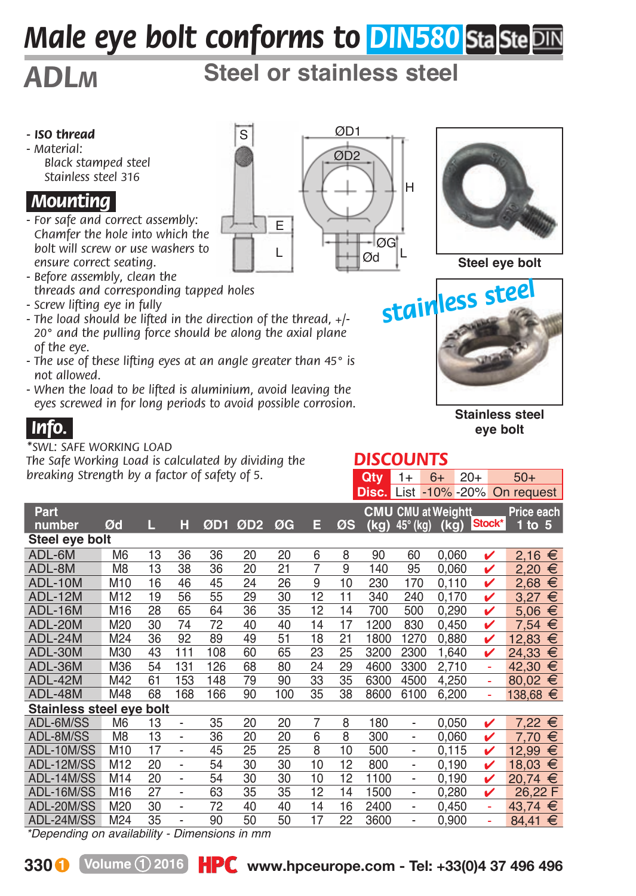# Male eye bolt conforms to DIN580 Sta Ste DIN

## ADLM

## Steel or stainless steel

- **ISO thread**
- Material:
  - Black stamped steel
  - Stainless steel 316

### Mounting

- For safe and correct assembly: Chamfer the hole into which the bolt will screw or use washers to ensure correct seating.
- Before assembly, clean the threads and corresponding tapped holes
- Screw lifting eye in fully
- The load should be lifted in the direction of the thread, +/- 20° and the pulling force should be along the axial plane of the eye.
- The use of these lifting eyes at an angle greater than 45° is not allowed.
- When the load to be lifted is aluminium, avoid leaving the eyes screwed in for long periods to avoid possible corrosion.

S, E, L, ØD1, ØD2, H, ØG, Ød, L

**Steel eye bolt**

stainless steel

**Stainless steel eye bolt**

### Info.

*SWL: SAFE WORKING LOAD

*The Safe Working Load is calculated by dividing the breaking Strength by a factor of safety of 5.*

### DISCOUNTS

| Qty | 1+ | 6+ | 20+ | 50+ |
|---|---|---|---|---|
| Disc. | List | -10% | -20% | On request |

| Part number | Ød | L | H | ØD1 | ØD2 | ØG | E | ØS | CMU (kg) | CMU at 45° (kg) | Weightt (kg) | Stock* | Price each 1 to 5 |
|---|---|---|---|---|---|---|---|---|---|---|---|---|---|
| **Steel eye bolt** | | | | | | | | | | | | | |
| ADL-6M | M6 | 13 | 36 | 36 | 20 | 20 | 6 | 8 | 90 | 60 | 0,060 | ✔ | 2,16 € |
| ADL-8M | M8 | 13 | 38 | 36 | 20 | 21 | 7 | 9 | 140 | 95 | 0,060 | ✔ | 2,20 € |
| ADL-10M | M10 | 16 | 46 | 45 | 24 | 26 | 9 | 10 | 230 | 170 | 0,110 | ✔ | 2,68 € |
| ADL-12M | M12 | 19 | 56 | 55 | 29 | 30 | 12 | 11 | 340 | 240 | 0,170 | ✔ | 3,27 € |
| ADL-16M | M16 | 28 | 65 | 64 | 36 | 35 | 12 | 14 | 700 | 500 | 0,290 | ✔ | 5,06 € |
| ADL-20M | M20 | 30 | 74 | 72 | 40 | 40 | 14 | 17 | 1200 | 830 | 0,450 | ✔ | 7,54 € |
| ADL-24M | M24 | 36 | 92 | 89 | 49 | 51 | 18 | 21 | 1800 | 1270 | 0,880 | ✔ | 12,83 € |
| ADL-30M | M30 | 43 | 111 | 108 | 60 | 65 | 23 | 25 | 3200 | 2300 | 1,640 | ✔ | 24,33 € |
| ADL-36M | M36 | 54 | 131 | 126 | 68 | 80 | 24 | 29 | 4600 | 3300 | 2,710 | - | 42,30 € |
| ADL-42M | M42 | 61 | 153 | 148 | 79 | 90 | 33 | 35 | 6300 | 4500 | 4,250 | - | 80,02 € |
| ADL-48M | M48 | 68 | 168 | 166 | 90 | 100 | 35 | 38 | 8600 | 6100 | 6,200 | - | 138,68 € |
| **Stainless steel eye bolt** | | | | | | | | | | | | | |
| ADL-6M/SS | M6 | 13 | - | 35 | 20 | 20 | 7 | 8 | 180 | - | 0,050 | ✔ | 7,22 € |
| ADL-8M/SS | M8 | 13 | - | 36 | 20 | 20 | 6 | 8 | 300 | - | 0,060 | ✔ | 7,70 € |
| ADL-10M/SS | M10 | 17 | - | 45 | 25 | 25 | 8 | 10 | 500 | - | 0,115 | ✔ | 12,99 € |
| ADL-12M/SS | M12 | 20 | - | 54 | 30 | 30 | 10 | 12 | 800 | - | 0,190 | ✔ | 18,03 € |
| ADL-14M/SS | M14 | 20 | - | 54 | 30 | 30 | 10 | 12 | 1100 | - | 0,190 | ✔ | 20,74 € |
| ADL-16M/SS | M16 | 27 | - | 63 | 35 | 35 | 12 | 14 | 1500 | - | 0,280 | ✔ | 26,22 F |
| ADL-20M/SS | M20 | 30 | - | 72 | 40 | 40 | 14 | 16 | 2400 | - | 0,450 | - | 43,74 € |
| ADL-24M/SS | M24 | 35 | - | 90 | 50 | 50 | 17 | 22 | 3600 | - | 0,900 | - | 84,41 € |

*Depending on availability - Dimensions in mm

HPC www.hpceurope.com - Tel: +33(0)4 37 496 496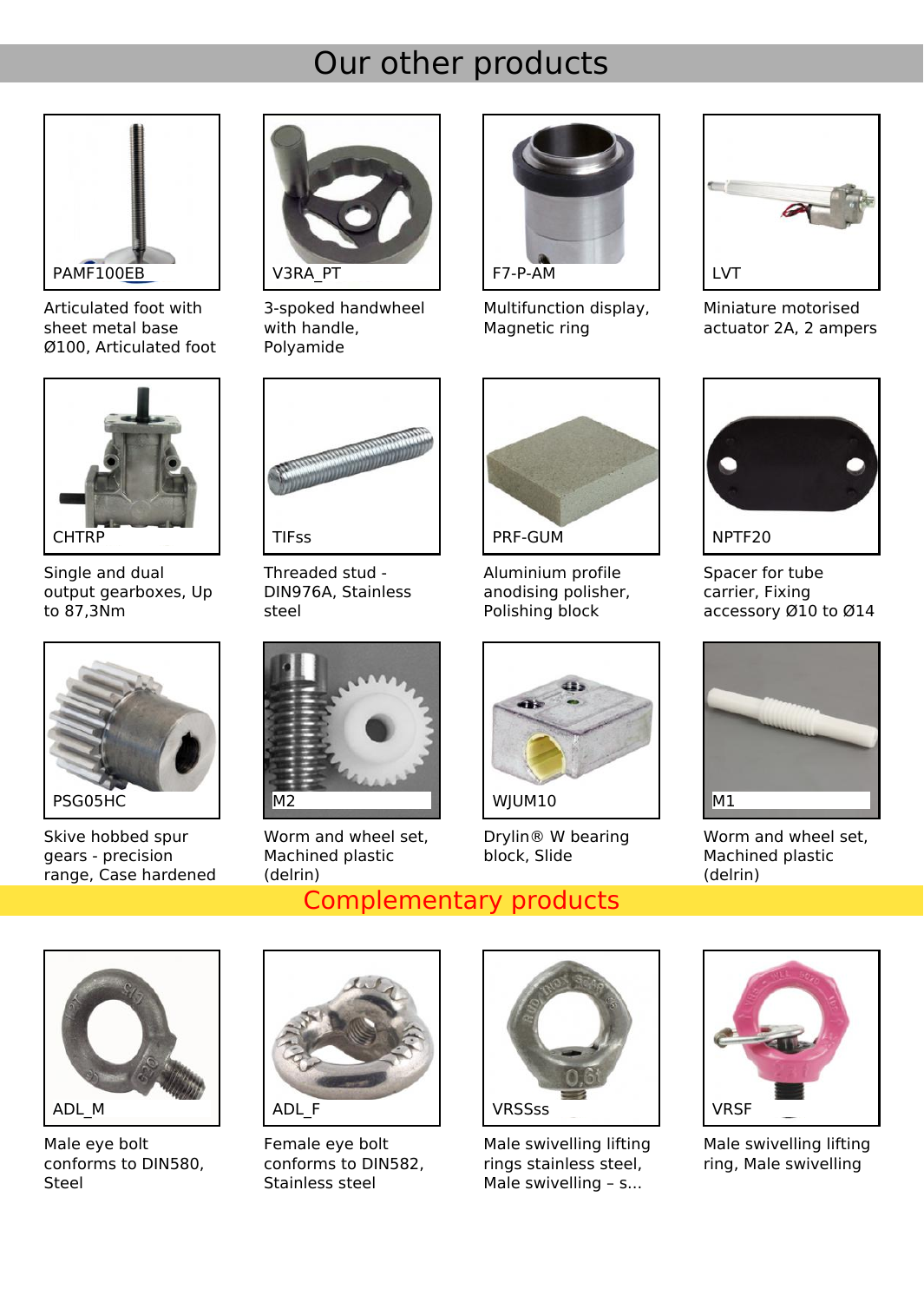# Our other products

PAMF100EB

Articulated foot with sheet metal base Ø100, Articulated foot

V3RA_PT

3-spoked handwheel with handle, Polyamide

F7-P-AM

Multifunction display, Magnetic ring

LVT

Miniature motorised actuator 2A, 2 ampers

CHTRP

Single and dual output gearboxes, Up to 87,3Nm

TIFss

Threaded stud - DIN976A, Stainless steel

PRF-GUM

Aluminium profile anodising polisher, Polishing block

NPTF20

Spacer for tube carrier, Fixing accessory Ø10 to Ø14

PSG05HC

Skive hobbed spur gears - precision range, Case hardened

M2

Worm and wheel set, Machined plastic (delrin)

WJUM10

Drylin® W bearing block, Slide

M1

Worm and wheel set, Machined plastic (delrin)

# Complementary products

ADL_M

Male eye bolt conforms to DIN580, Steel

ADL_F

Female eye bolt conforms to DIN582, Stainless steel

VRSSss

Male swivelling lifting rings stainless steel, Male swivelling – s...

VRSF

Male swivelling lifting ring, Male swivelling